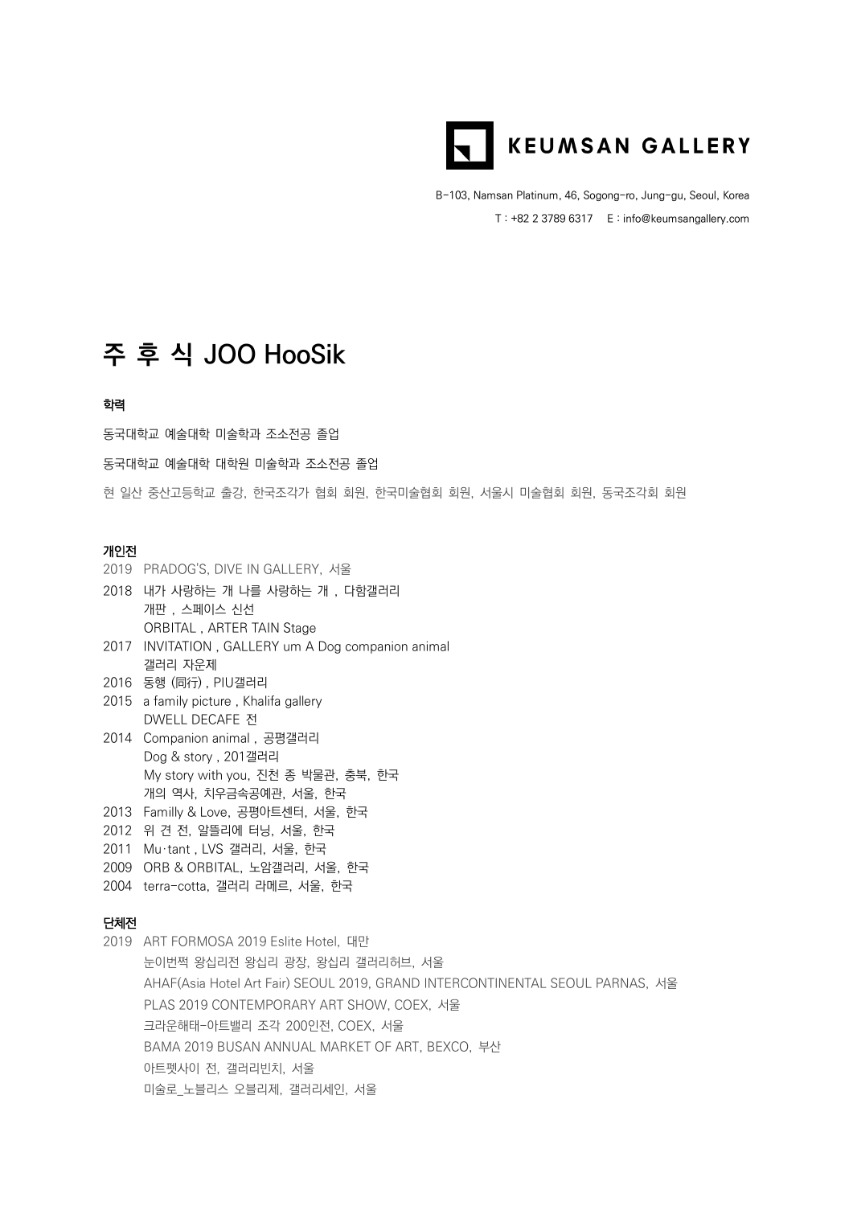KEUMSAN GALLERY

B-103, Namsan Platinum, 46, Sogong-ro, Jung-gu, Seoul, Korea

T : +82 2 3789 6317　E : info@keumsangallery.com

# 주 후 식 JOO HooSik

### 학력

동국대학교 예술대학 미술학과 조소전공 졸업

동국대학교 예술대학 대학원 미술학과 조소전공 졸업

현 일산 중산고등학교 출강, 한국조각가 협회 회원, 한국미술협회 회원, 서울시 미술협회 회원, 동국조각회 회원

### 개인전

2019　PRADOG'S, DIVE IN GALLERY, 서울

2018　내가 사랑하는 개 나를 사랑하는 개 , 다함갤러리
　　　개판 , 스페이스 신선
　　　ORBITAL , ARTER TAIN Stage

2017　INVITATION , GALLERY um A Dog companion animal
　　　갤러리 자운제

2016　동행 (同行) , PIU갤러리

2015　a family picture , Khalifa gallery
　　　DWELL DECAFE 전

2014　Companion animal , 공평갤러리
　　　Dog & story , 201갤러리
　　　My story with you, 진천 종 박물관, 충북, 한국
　　　개의 역사, 치우금속공예관, 서울, 한국

2013　Familly & Love, 공평아트센터, 서울, 한국

2012　위 견 전, 알뜰리에 터닝, 서울, 한국

2011　Mu·tant , LVS 갤러리, 서울, 한국

2009　ORB & ORBITAL, 노암갤러리, 서울, 한국

2004　terra-cotta, 갤러리 라메르, 서울, 한국

### 단체전

2019　ART FORMOSA 2019 Eslite Hotel, 대만
　　　눈이번쩍 왕십리전 왕십리 광장, 왕십리 갤러리허브, 서울
　　　AHAF(Asia Hotel Art Fair) SEOUL 2019, GRAND INTERCONTINENTAL SEOUL PARNAS, 서울
　　　PLAS 2019 CONTEMPORARY ART SHOW, COEX, 서울
　　　크라운해태-아트밸리 조각 200인전, COEX, 서울
　　　BAMA 2019 BUSAN ANNUAL MARKET OF ART, BEXCO, 부산
　　　아트펫사이 전, 갤러리빈치, 서울
　　　미술로_노블리스 오블리제, 갤러리세인, 서울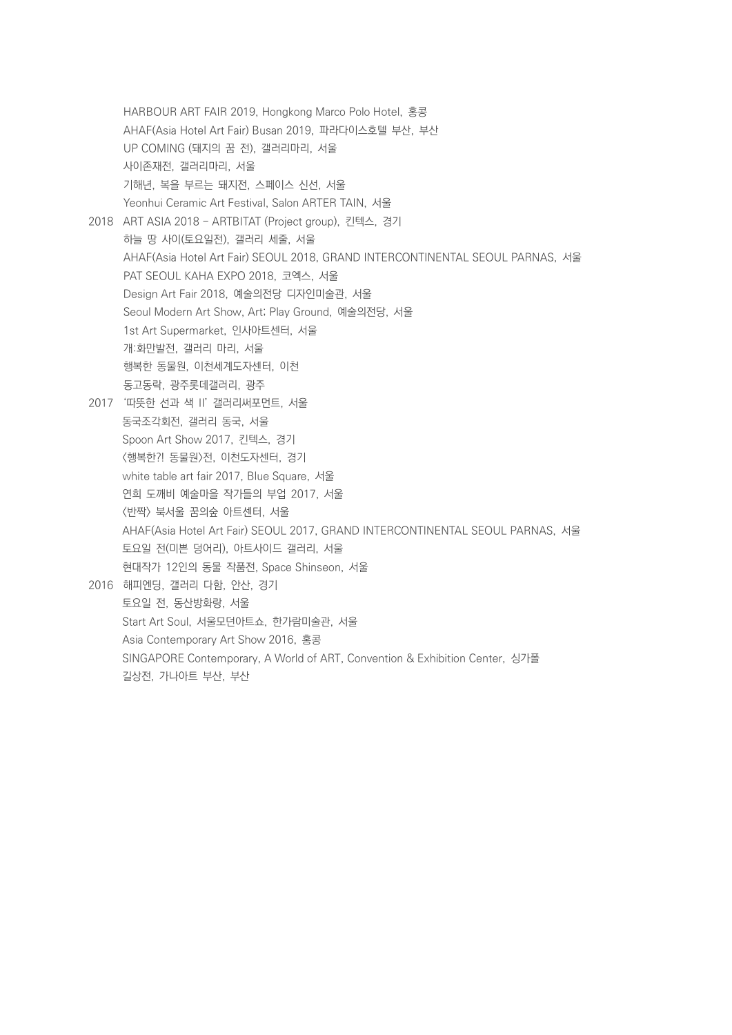HARBOUR ART FAIR 2019, Hongkong Marco Polo Hotel, 홍콩
AHAF(Asia Hotel Art Fair) Busan 2019, 파라다이스호텔 부산, 부산
UP COMING (돼지의 꿈 전), 갤러리마리, 서울
사이존재전, 갤러리마리, 서울
기해년, 복을 부르는 돼지전, 스페이스 신선, 서울
Yeonhui Ceramic Art Festival, Salon ARTER TAIN, 서울

2018 ART ASIA 2018 – ARTBITAT (Project group), 킨텍스, 경기
하늘 땅 사이(토요일전), 갤러리 세줄, 서울
AHAF(Asia Hotel Art Fair) SEOUL 2018, GRAND INTERCONTINENTAL SEOUL PARNAS, 서울
PAT SEOUL KAHA EXPO 2018, 코엑스, 서울
Design Art Fair 2018, 예술의전당 디자인미술관, 서울
Seoul Modern Art Show, Art; Play Ground, 예술의전당, 서울
1st Art Supermarket, 인사아트센터, 서울
개:화만발전, 갤러리 마리, 서울
행복한 동물원, 이천세계도자센터, 이천
동고동락, 광주롯데갤러리, 광주

2017 '따뜻한 선과 색 II' 갤러리써포먼트, 서울
동국조각회전, 갤러리 동국, 서울
Spoon Art Show 2017, 킨텍스, 경기
<행복한?! 동물원>전, 이천도자센터, 경기
white table art fair 2017, Blue Square, 서울
연희 도깨비 예술마을 작가들의 부업 2017, 서울
<반짝> 북서울 꿈의숲 아트센터, 서울
AHAF(Asia Hotel Art Fair) SEOUL 2017, GRAND INTERCONTINENTAL SEOUL PARNAS, 서울
토요일 전(미쁜 덩어리), 아트사이드 갤러리, 서울
현대작가 12인의 동물 작품전, Space Shinseon, 서울

2016 해피엔딩, 갤러리 다함, 안산, 경기
토요일 전, 동산방화랑, 서울
Start Art Soul, 서울모던아트쇼, 한가람미술관, 서울
Asia Contemporary Art Show 2016, 홍콩
SINGAPORE Contemporary, A World of ART, Convention & Exhibition Center, 싱가폴
길상전, 가나아트 부산, 부산